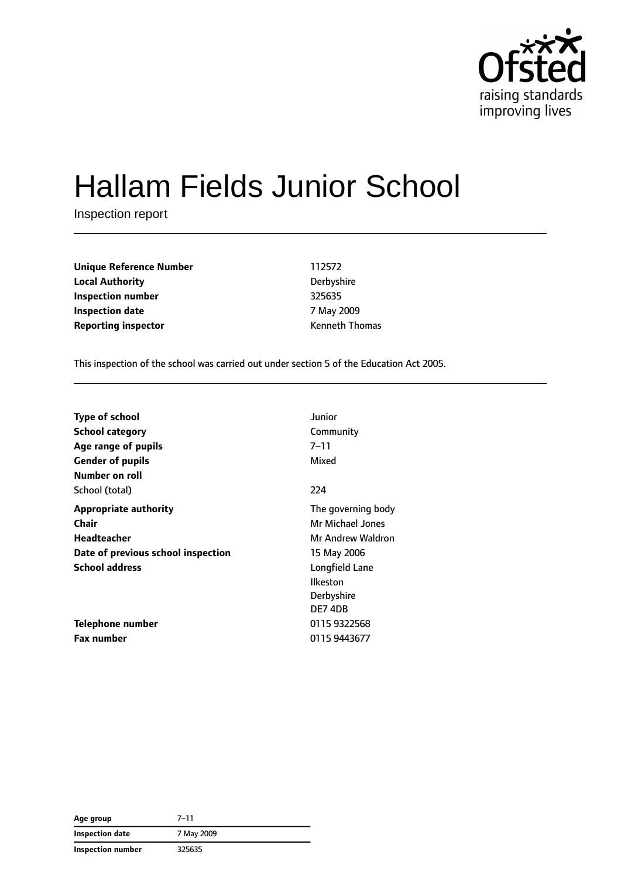# Hallam Fields Junior School

Inspection report

| | |
|---|---|
| **Unique Reference Number** | 112572 |
| **Local Authority** | Derbyshire |
| **Inspection number** | 325635 |
| **Inspection date** | 7 May 2009 |
| **Reporting inspector** | Kenneth Thomas |

This inspection of the school was carried out under section 5 of the Education Act 2005.

| | |
|---|---|
| **Type of school** | Junior |
| **School category** | Community |
| **Age range of pupils** | 7–11 |
| **Gender of pupils** | Mixed |
| **Number on roll** | |
| School (total) | 224 |
| **Appropriate authority** | The governing body |
| **Chair** | Mr Michael Jones |
| **Headteacher** | Mr Andrew Waldron |
| **Date of previous school inspection** | 15 May 2006 |
| **School address** | Longfield Lane<br>Ilkeston<br>Derbyshire<br>DE7 4DB |
| **Telephone number** | 0115 9322568 |
| **Fax number** | 0115 9443677 |

| | |
|---|---|
| **Age group** | 7–11 |
| **Inspection date** | 7 May 2009 |
| **Inspection number** | 325635 |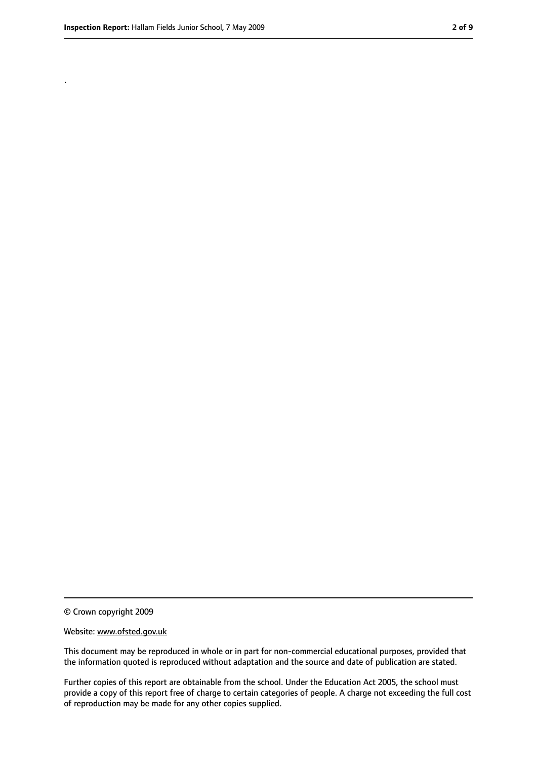.

© Crown copyright 2009

Website: www.ofsted.gov.uk

This document may be reproduced in whole or in part for non-commercial educational purposes, provided that the information quoted is reproduced without adaptation and the source and date of publication are stated.

Further copies of this report are obtainable from the school. Under the Education Act 2005, the school must provide a copy of this report free of charge to certain categories of people. A charge not exceeding the full cost of reproduction may be made for any other copies supplied.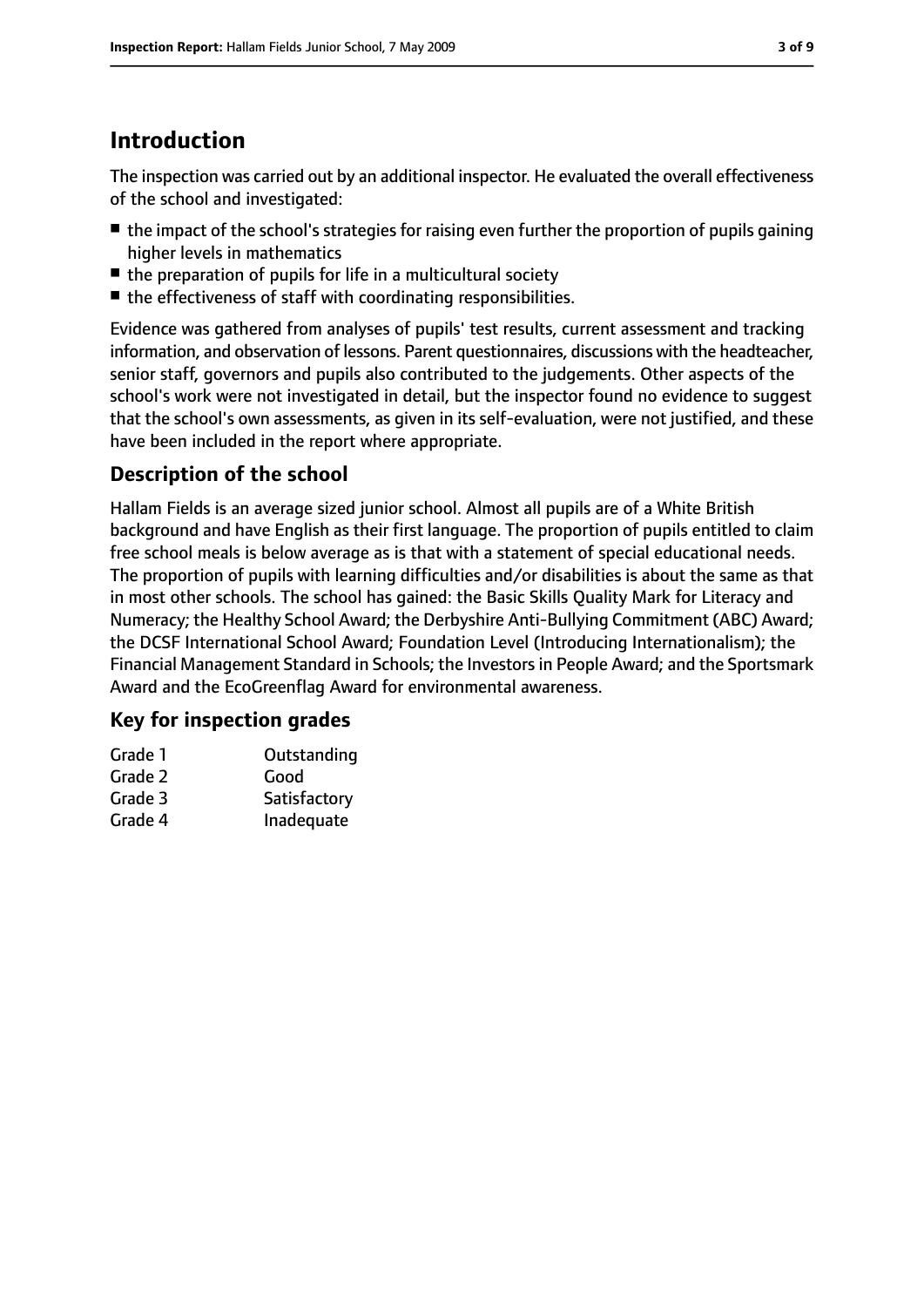# Introduction

The inspection was carried out by an additional inspector. He evaluated the overall effectiveness of the school and investigated:

- the impact of the school's strategies for raising even further the proportion of pupils gaining higher levels in mathematics
- the preparation of pupils for life in a multicultural society
- the effectiveness of staff with coordinating responsibilities.

Evidence was gathered from analyses of pupils' test results, current assessment and tracking information, and observation of lessons. Parent questionnaires, discussions with the headteacher, senior staff, governors and pupils also contributed to the judgements. Other aspects of the school's work were not investigated in detail, but the inspector found no evidence to suggest that the school's own assessments, as given in its self-evaluation, were not justified, and these have been included in the report where appropriate.

## Description of the school

Hallam Fields is an average sized junior school. Almost all pupils are of a White British background and have English as their first language. The proportion of pupils entitled to claim free school meals is below average as is that with a statement of special educational needs. The proportion of pupils with learning difficulties and/or disabilities is about the same as that in most other schools. The school has gained: the Basic Skills Quality Mark for Literacy and Numeracy; the Healthy School Award; the Derbyshire Anti-Bullying Commitment (ABC) Award; the DCSF International School Award; Foundation Level (Introducing Internationalism); the Financial Management Standard in Schools; the Investors in People Award; and the Sportsmark Award and the EcoGreenflag Award for environmental awareness.

## Key for inspection grades

| | |
|---|---|
| Grade 1 | Outstanding |
| Grade 2 | Good |
| Grade 3 | Satisfactory |
| Grade 4 | Inadequate |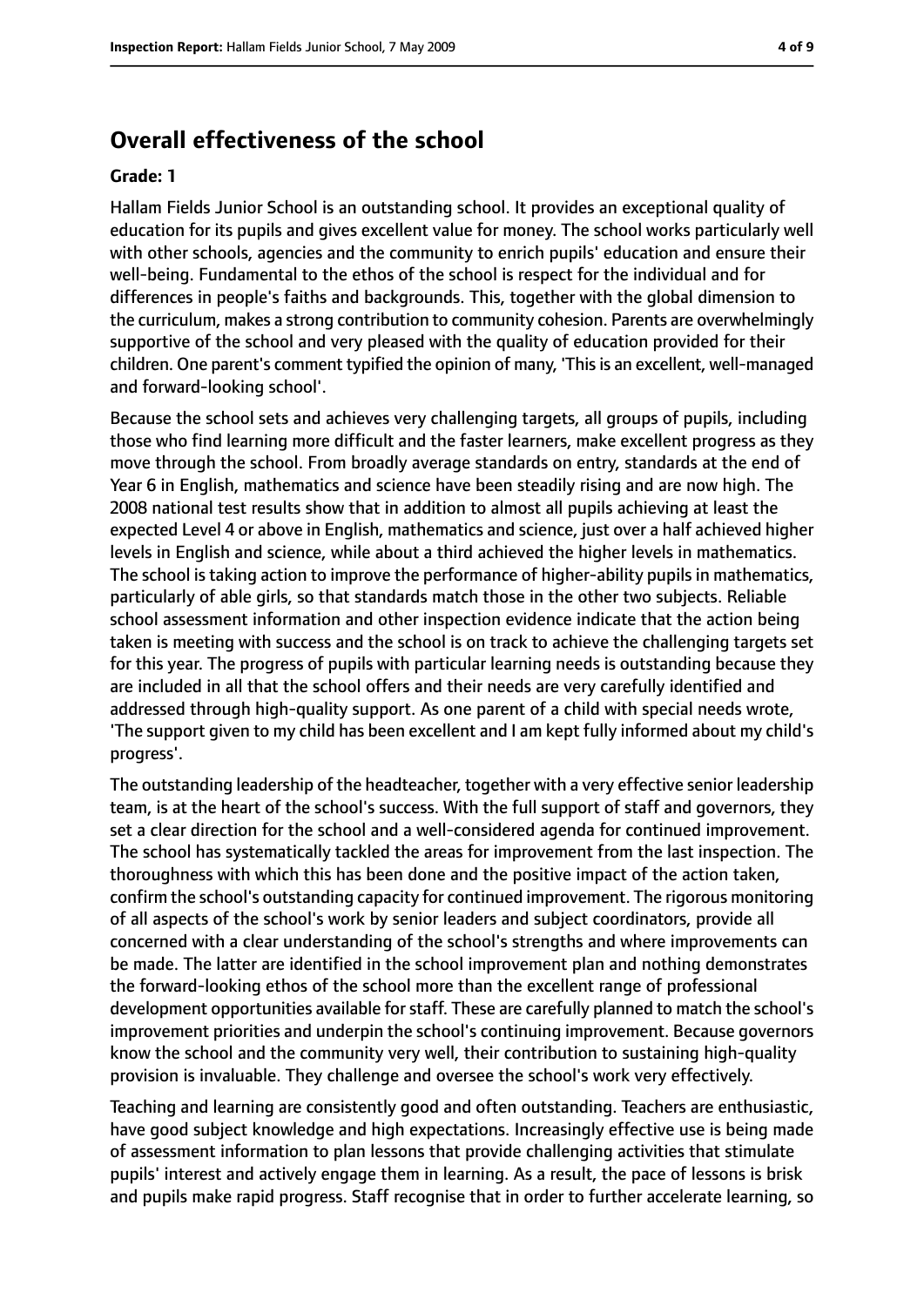## Overall effectiveness of the school

**Grade: 1**

Hallam Fields Junior School is an outstanding school. It provides an exceptional quality of education for its pupils and gives excellent value for money. The school works particularly well with other schools, agencies and the community to enrich pupils' education and ensure their well-being. Fundamental to the ethos of the school is respect for the individual and for differences in people's faiths and backgrounds. This, together with the global dimension to the curriculum, makes a strong contribution to community cohesion. Parents are overwhelmingly supportive of the school and very pleased with the quality of education provided for their children. One parent's comment typified the opinion of many, 'This is an excellent, well-managed and forward-looking school'.

Because the school sets and achieves very challenging targets, all groups of pupils, including those who find learning more difficult and the faster learners, make excellent progress as they move through the school. From broadly average standards on entry, standards at the end of Year 6 in English, mathematics and science have been steadily rising and are now high. The 2008 national test results show that in addition to almost all pupils achieving at least the expected Level 4 or above in English, mathematics and science, just over a half achieved higher levels in English and science, while about a third achieved the higher levels in mathematics. The school is taking action to improve the performance of higher-ability pupils in mathematics, particularly of able girls, so that standards match those in the other two subjects. Reliable school assessment information and other inspection evidence indicate that the action being taken is meeting with success and the school is on track to achieve the challenging targets set for this year. The progress of pupils with particular learning needs is outstanding because they are included in all that the school offers and their needs are very carefully identified and addressed through high-quality support. As one parent of a child with special needs wrote, 'The support given to my child has been excellent and I am kept fully informed about my child's progress'.

The outstanding leadership of the headteacher, together with a very effective senior leadership team, is at the heart of the school's success. With the full support of staff and governors, they set a clear direction for the school and a well-considered agenda for continued improvement. The school has systematically tackled the areas for improvement from the last inspection. The thoroughness with which this has been done and the positive impact of the action taken, confirm the school's outstanding capacity for continued improvement. The rigorous monitoring of all aspects of the school's work by senior leaders and subject coordinators, provide all concerned with a clear understanding of the school's strengths and where improvements can be made. The latter are identified in the school improvement plan and nothing demonstrates the forward-looking ethos of the school more than the excellent range of professional development opportunities available for staff. These are carefully planned to match the school's improvement priorities and underpin the school's continuing improvement. Because governors know the school and the community very well, their contribution to sustaining high-quality provision is invaluable. They challenge and oversee the school's work very effectively.

Teaching and learning are consistently good and often outstanding. Teachers are enthusiastic, have good subject knowledge and high expectations. Increasingly effective use is being made of assessment information to plan lessons that provide challenging activities that stimulate pupils' interest and actively engage them in learning. As a result, the pace of lessons is brisk and pupils make rapid progress. Staff recognise that in order to further accelerate learning, so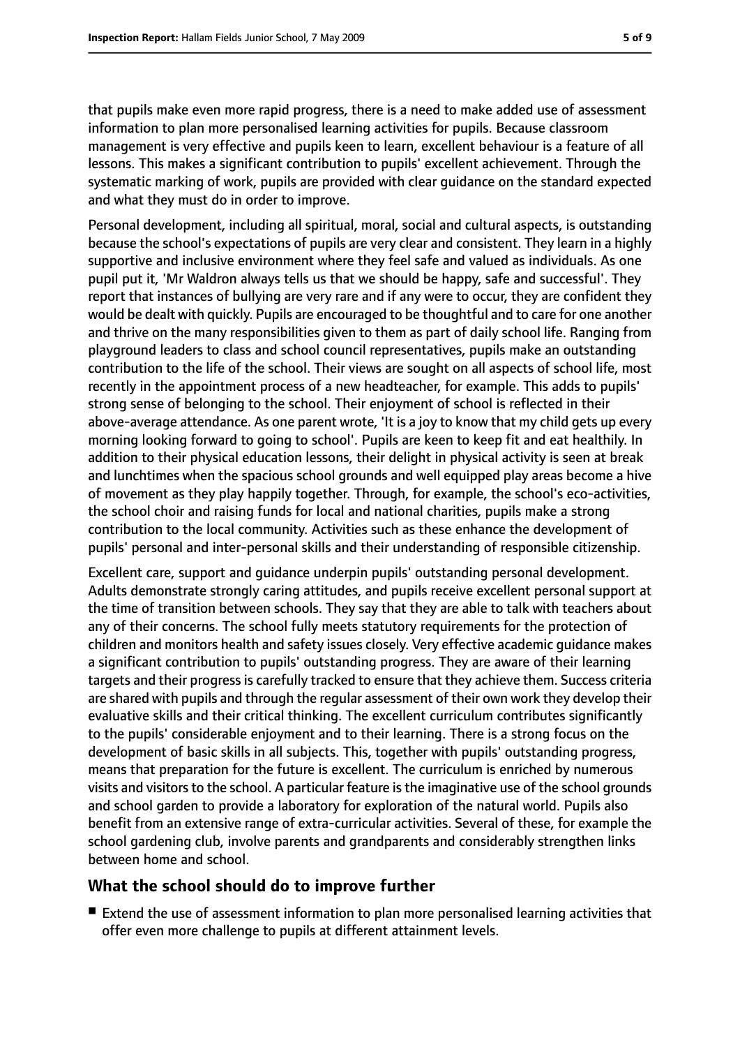that pupils make even more rapid progress, there is a need to make added use of assessment information to plan more personalised learning activities for pupils. Because classroom management is very effective and pupils keen to learn, excellent behaviour is a feature of all lessons. This makes a significant contribution to pupils' excellent achievement. Through the systematic marking of work, pupils are provided with clear guidance on the standard expected and what they must do in order to improve.

Personal development, including all spiritual, moral, social and cultural aspects, is outstanding because the school's expectations of pupils are very clear and consistent. They learn in a highly supportive and inclusive environment where they feel safe and valued as individuals. As one pupil put it, 'Mr Waldron always tells us that we should be happy, safe and successful'. They report that instances of bullying are very rare and if any were to occur, they are confident they would be dealt with quickly. Pupils are encouraged to be thoughtful and to care for one another and thrive on the many responsibilities given to them as part of daily school life. Ranging from playground leaders to class and school council representatives, pupils make an outstanding contribution to the life of the school. Their views are sought on all aspects of school life, most recently in the appointment process of a new headteacher, for example. This adds to pupils' strong sense of belonging to the school. Their enjoyment of school is reflected in their above-average attendance. As one parent wrote, 'It is a joy to know that my child gets up every morning looking forward to going to school'. Pupils are keen to keep fit and eat healthily. In addition to their physical education lessons, their delight in physical activity is seen at break and lunchtimes when the spacious school grounds and well equipped play areas become a hive of movement as they play happily together. Through, for example, the school's eco-activities, the school choir and raising funds for local and national charities, pupils make a strong contribution to the local community. Activities such as these enhance the development of pupils' personal and inter-personal skills and their understanding of responsible citizenship.

Excellent care, support and guidance underpin pupils' outstanding personal development. Adults demonstrate strongly caring attitudes, and pupils receive excellent personal support at the time of transition between schools. They say that they are able to talk with teachers about any of their concerns. The school fully meets statutory requirements for the protection of children and monitors health and safety issues closely. Very effective academic guidance makes a significant contribution to pupils' outstanding progress. They are aware of their learning targets and their progress is carefully tracked to ensure that they achieve them. Success criteria are shared with pupils and through the regular assessment of their own work they develop their evaluative skills and their critical thinking. The excellent curriculum contributes significantly to the pupils' considerable enjoyment and to their learning. There is a strong focus on the development of basic skills in all subjects. This, together with pupils' outstanding progress, means that preparation for the future is excellent. The curriculum is enriched by numerous visits and visitors to the school. A particular feature is the imaginative use of the school grounds and school garden to provide a laboratory for exploration of the natural world. Pupils also benefit from an extensive range of extra-curricular activities. Several of these, for example the school gardening club, involve parents and grandparents and considerably strengthen links between home and school.

## What the school should do to improve further

- Extend the use of assessment information to plan more personalised learning activities that offer even more challenge to pupils at different attainment levels.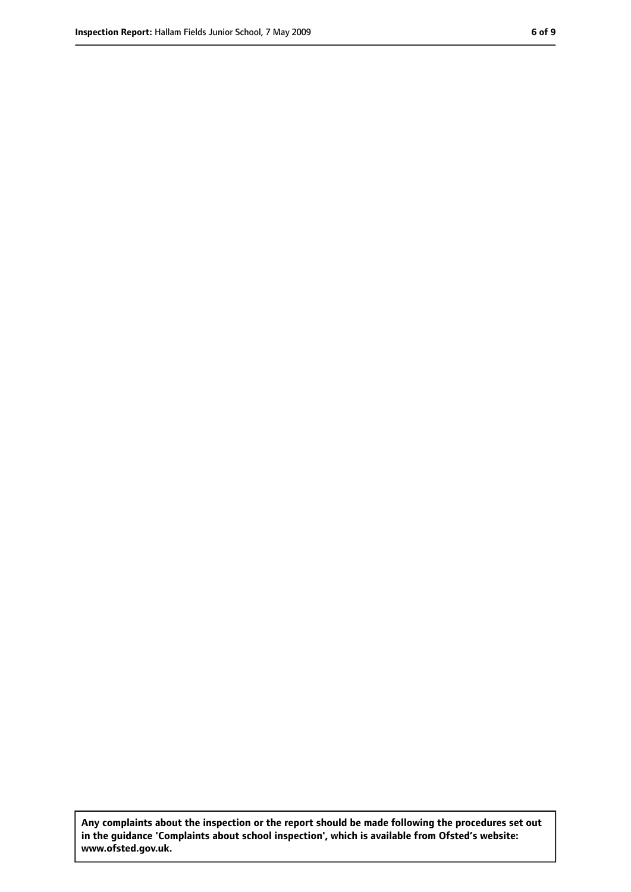**Any complaints about the inspection or the report should be made following the procedures set out in the guidance 'Complaints about school inspection', which is available from Ofsted's website: www.ofsted.gov.uk.**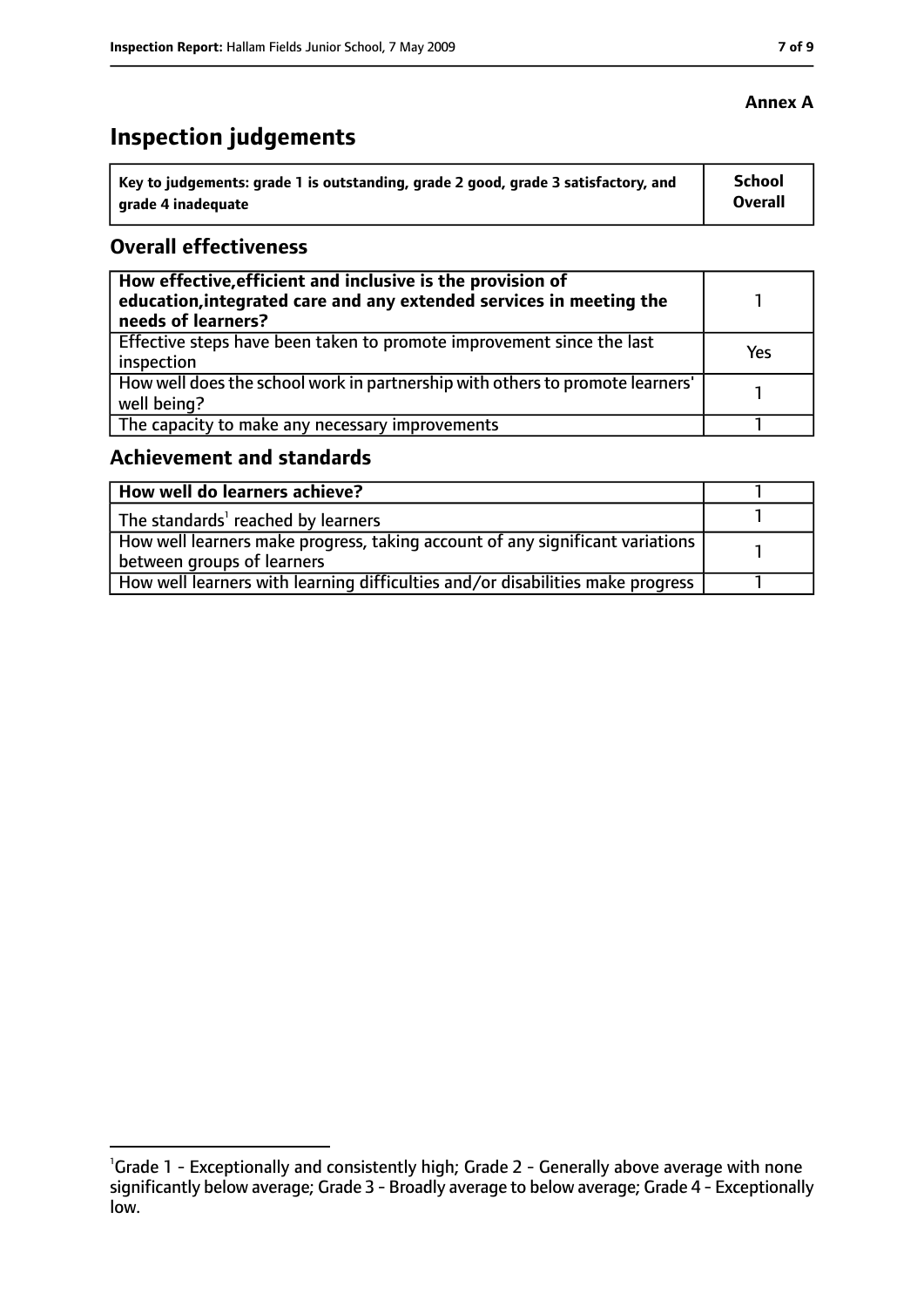**Annex A**

# Inspection judgements

| Key to judgements: grade 1 is outstanding, grade 2 good, grade 3 satisfactory, and grade 4 inadequate | School Overall |
|---|---|

## Overall effectiveness

| | |
|---|---|
| **How effective, efficient and inclusive is the provision of education, integrated care and any extended services in meeting the needs of learners?** | 1 |
| Effective steps have been taken to promote improvement since the last inspection | Yes |
| How well does the school work in partnership with others to promote learners' well being? | 1 |
| The capacity to make any necessary improvements | 1 |

## Achievement and standards

| | |
|---|---|
| **How well do learners achieve?** | 1 |
| The standards[1] reached by learners | 1 |
| How well learners make progress, taking account of any significant variations between groups of learners | 1 |
| How well learners with learning difficulties and/or disabilities make progress | 1 |

[1]Grade 1 - Exceptionally and consistently high; Grade 2 - Generally above average with none significantly below average; Grade 3 - Broadly average to below average; Grade 4 - Exceptionally low.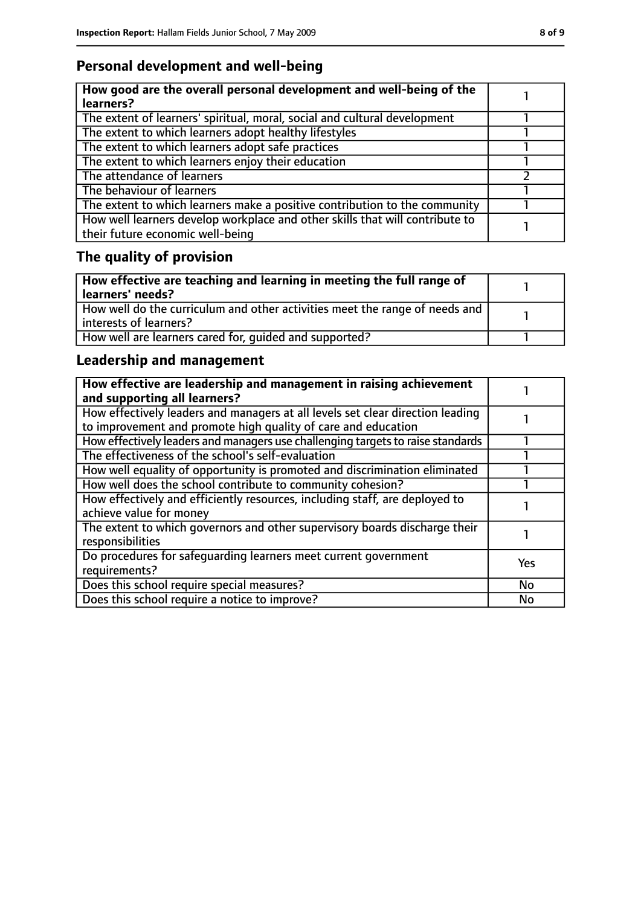## Personal development and well-being

| How good are the overall personal development and well-being of the learners? | 1 |
|---|---|
| The extent of learners' spiritual, moral, social and cultural development | 1 |
| The extent to which learners adopt healthy lifestyles | 1 |
| The extent to which learners adopt safe practices | 1 |
| The extent to which learners enjoy their education | 1 |
| The attendance of learners | 2 |
| The behaviour of learners | 1 |
| The extent to which learners make a positive contribution to the community | 1 |
| How well learners develop workplace and other skills that will contribute to their future economic well-being | 1 |

## The quality of provision

| How effective are teaching and learning in meeting the full range of learners' needs? | 1 |
|---|---|
| How well do the curriculum and other activities meet the range of needs and interests of learners? | 1 |
| How well are learners cared for, guided and supported? | 1 |

## Leadership and management

| How effective are leadership and management in raising achievement and supporting all learners? | 1 |
|---|---|
| How effectively leaders and managers at all levels set clear direction leading to improvement and promote high quality of care and education | 1 |
| How effectively leaders and managers use challenging targets to raise standards | 1 |
| The effectiveness of the school's self-evaluation | 1 |
| How well equality of opportunity is promoted and discrimination eliminated | 1 |
| How well does the school contribute to community cohesion? | 1 |
| How effectively and efficiently resources, including staff, are deployed to achieve value for money | 1 |
| The extent to which governors and other supervisory boards discharge their responsibilities | 1 |
| Do procedures for safeguarding learners meet current government requirements? | Yes |
| Does this school require special measures? | No |
| Does this school require a notice to improve? | No |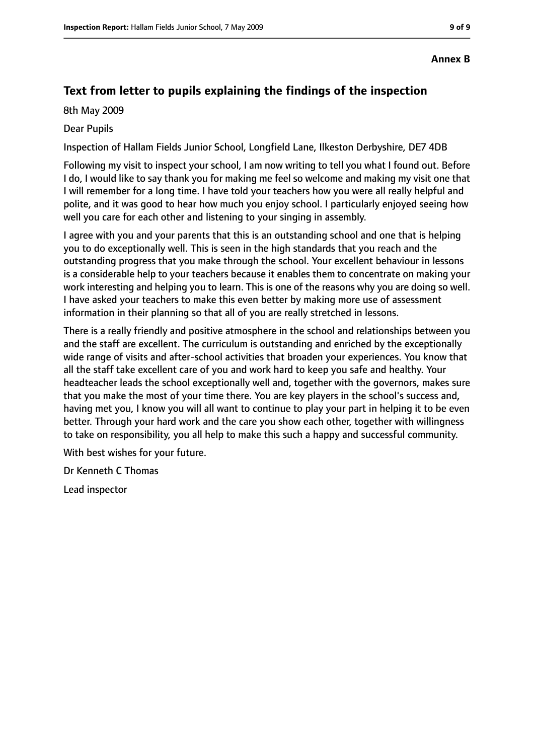**Annex B**

## Text from letter to pupils explaining the findings of the inspection

8th May 2009

Dear Pupils

Inspection of Hallam Fields Junior School, Longfield Lane, Ilkeston Derbyshire, DE7 4DB

Following my visit to inspect your school, I am now writing to tell you what I found out. Before I do, I would like to say thank you for making me feel so welcome and making my visit one that I will remember for a long time. I have told your teachers how you were all really helpful and polite, and it was good to hear how much you enjoy school. I particularly enjoyed seeing how well you care for each other and listening to your singing in assembly.

I agree with you and your parents that this is an outstanding school and one that is helping you to do exceptionally well. This is seen in the high standards that you reach and the outstanding progress that you make through the school. Your excellent behaviour in lessons is a considerable help to your teachers because it enables them to concentrate on making your work interesting and helping you to learn. This is one of the reasons why you are doing so well. I have asked your teachers to make this even better by making more use of assessment information in their planning so that all of you are really stretched in lessons.

There is a really friendly and positive atmosphere in the school and relationships between you and the staff are excellent. The curriculum is outstanding and enriched by the exceptionally wide range of visits and after-school activities that broaden your experiences. You know that all the staff take excellent care of you and work hard to keep you safe and healthy. Your headteacher leads the school exceptionally well and, together with the governors, makes sure that you make the most of your time there. You are key players in the school's success and, having met you, I know you will all want to continue to play your part in helping it to be even better. Through your hard work and the care you show each other, together with willingness to take on responsibility, you all help to make this such a happy and successful community.

With best wishes for your future.

Dr Kenneth C Thomas

Lead inspector